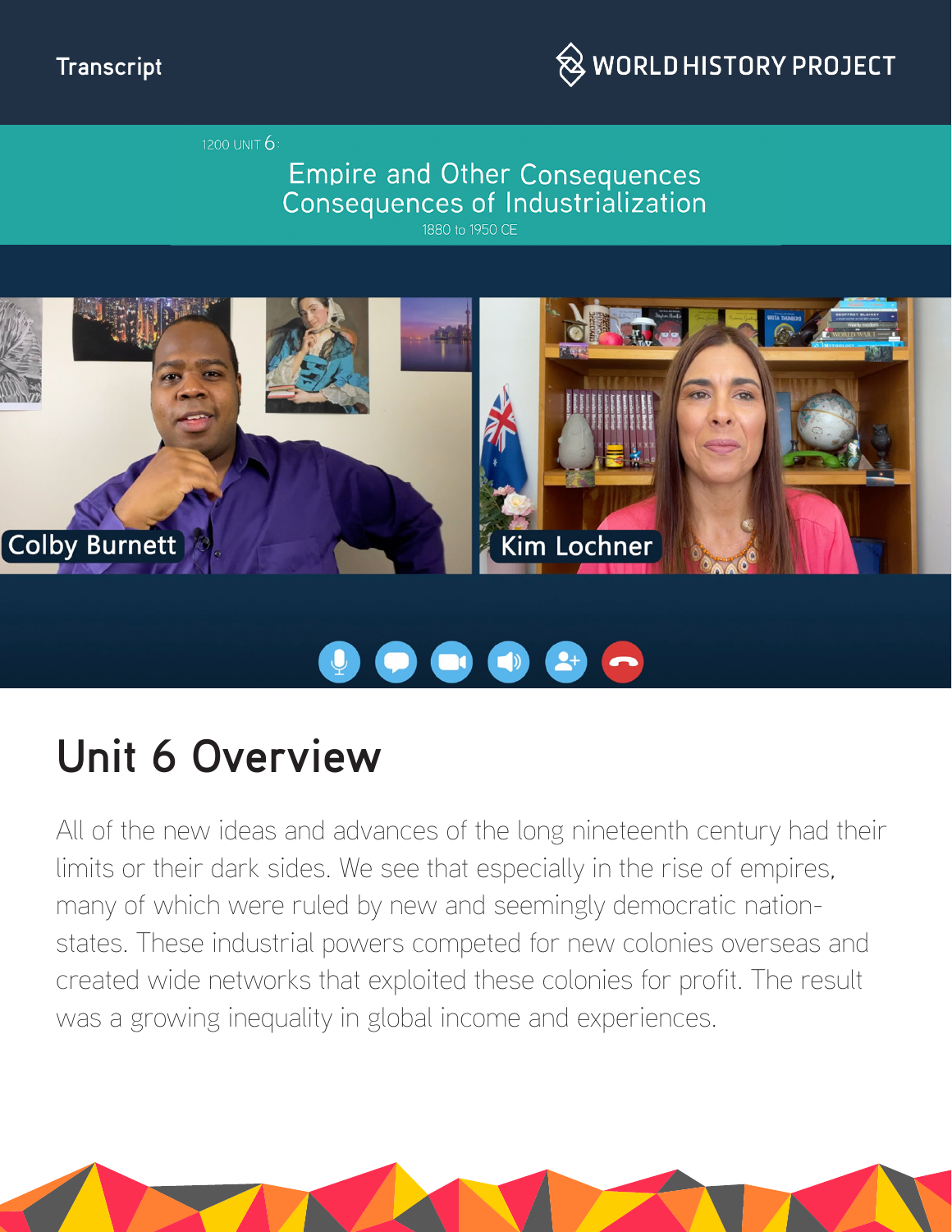Transcript

WORLD HISTORY PROJECT

1200 UNIT 6:

Empire and Other Consequences
Consequences of Industrialization

1880 to 1950 CE

Colby Burnett

Kim Lochner

# Unit 6 Overview

All of the new ideas and advances of the long nineteenth century had their limits or their dark sides. We see that especially in the rise of empires, many of which were ruled by new and seemingly democratic nation-states. These industrial powers competed for new colonies overseas and created wide networks that exploited these colonies for profit. The result was a growing inequality in global income and experiences.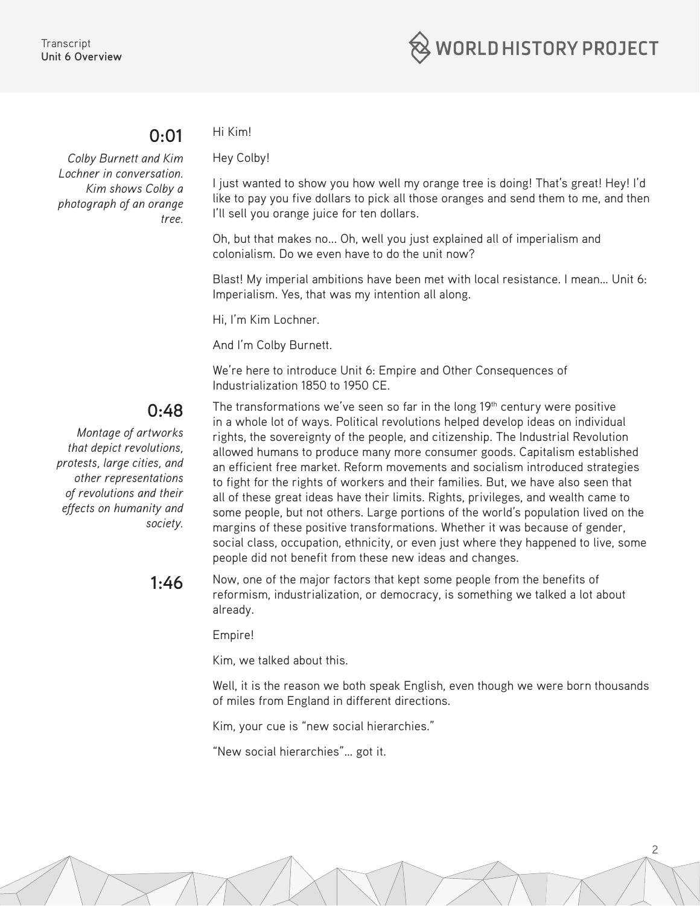**0:01**

*Colby Burnett and Kim Lochner in conversation. Kim shows Colby a photograph of an orange tree.*

Hi Kim!

Hey Colby!

I just wanted to show you how well my orange tree is doing! That's great! Hey! I'd like to pay you five dollars to pick all those oranges and send them to me, and then I'll sell you orange juice for ten dollars.

Oh, but that makes no… Oh, well you just explained all of imperialism and colonialism. Do we even have to do the unit now?

Blast! My imperial ambitions have been met with local resistance. I mean… Unit 6: Imperialism. Yes, that was my intention all along.

Hi, I'm Kim Lochner.

And I'm Colby Burnett.

We're here to introduce Unit 6: Empire and Other Consequences of Industrialization 1850 to 1950 CE.

**0:48**

*Montage of artworks that depict revolutions, protests, large cities, and other representations of revolutions and their effects on humanity and society.*

The transformations we've seen so far in the long 19th century were positive in a whole lot of ways. Political revolutions helped develop ideas on individual rights, the sovereignty of the people, and citizenship. The Industrial Revolution allowed humans to produce many more consumer goods. Capitalism established an efficient free market. Reform movements and socialism introduced strategies to fight for the rights of workers and their families. But, we have also seen that all of these great ideas have their limits. Rights, privileges, and wealth came to some people, but not others. Large portions of the world's population lived on the margins of these positive transformations. Whether it was because of gender, social class, occupation, ethnicity, or even just where they happened to live, some people did not benefit from these new ideas and changes.

**1:46**

Now, one of the major factors that kept some people from the benefits of reformism, industrialization, or democracy, is something we talked a lot about already.

Empire!

Kim, we talked about this.

Well, it is the reason we both speak English, even though we were born thousands of miles from England in different directions.

Kim, your cue is "new social hierarchies."

"New social hierarchies"… got it.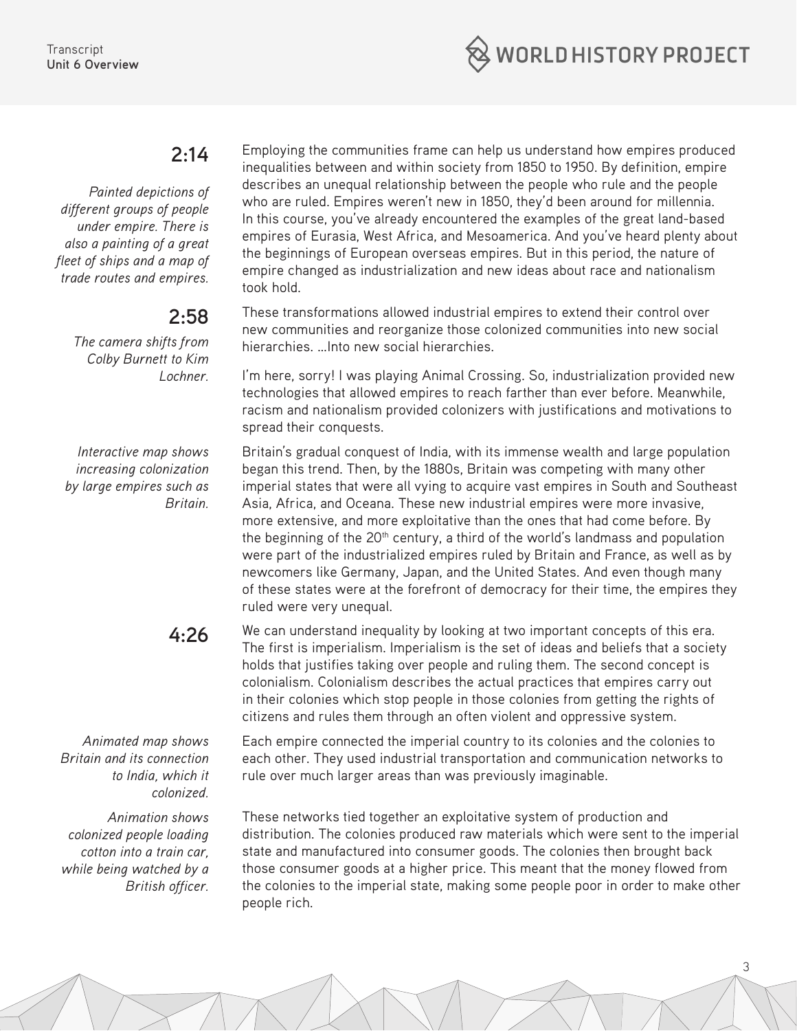**2:14**

*Painted depictions of different groups of people under empire. There is also a painting of a great fleet of ships and a map of trade routes and empires.*

Employing the communities frame can help us understand how empires produced inequalities between and within society from 1850 to 1950. By definition, empire describes an unequal relationship between the people who rule and the people who are ruled. Empires weren't new in 1850, they'd been around for millennia. In this course, you've already encountered the examples of the great land-based empires of Eurasia, West Africa, and Mesoamerica. And you've heard plenty about the beginnings of European overseas empires. But in this period, the nature of empire changed as industrialization and new ideas about race and nationalism took hold.

**2:58**

*The camera shifts from Colby Burnett to Kim Lochner.*

These transformations allowed industrial empires to extend their control over new communities and reorganize those colonized communities into new social hierarchies. …Into new social hierarchies.

I'm here, sorry! I was playing Animal Crossing. So, industrialization provided new technologies that allowed empires to reach farther than ever before. Meanwhile, racism and nationalism provided colonizers with justifications and motivations to spread their conquests.

*Interactive map shows increasing colonization by large empires such as Britain.*

Britain's gradual conquest of India, with its immense wealth and large population began this trend. Then, by the 1880s, Britain was competing with many other imperial states that were all vying to acquire vast empires in South and Southeast Asia, Africa, and Oceana. These new industrial empires were more invasive, more extensive, and more exploitative than the ones that had come before. By the beginning of the 20th century, a third of the world's landmass and population were part of the industrialized empires ruled by Britain and France, as well as by newcomers like Germany, Japan, and the United States. And even though many of these states were at the forefront of democracy for their time, the empires they ruled were very unequal.

**4:26**

We can understand inequality by looking at two important concepts of this era. The first is imperialism. Imperialism is the set of ideas and beliefs that a society holds that justifies taking over people and ruling them. The second concept is colonialism. Colonialism describes the actual practices that empires carry out in their colonies which stop people in those colonies from getting the rights of citizens and rules them through an often violent and oppressive system.

*Animated map shows Britain and its connection to India, which it colonized.*

Each empire connected the imperial country to its colonies and the colonies to each other. They used industrial transportation and communication networks to rule over much larger areas than was previously imaginable.

*Animation shows colonized people loading cotton into a train car, while being watched by a British officer.*

These networks tied together an exploitative system of production and distribution. The colonies produced raw materials which were sent to the imperial state and manufactured into consumer goods. The colonies then brought back those consumer goods at a higher price. This meant that the money flowed from the colonies to the imperial state, making some people poor in order to make other people rich.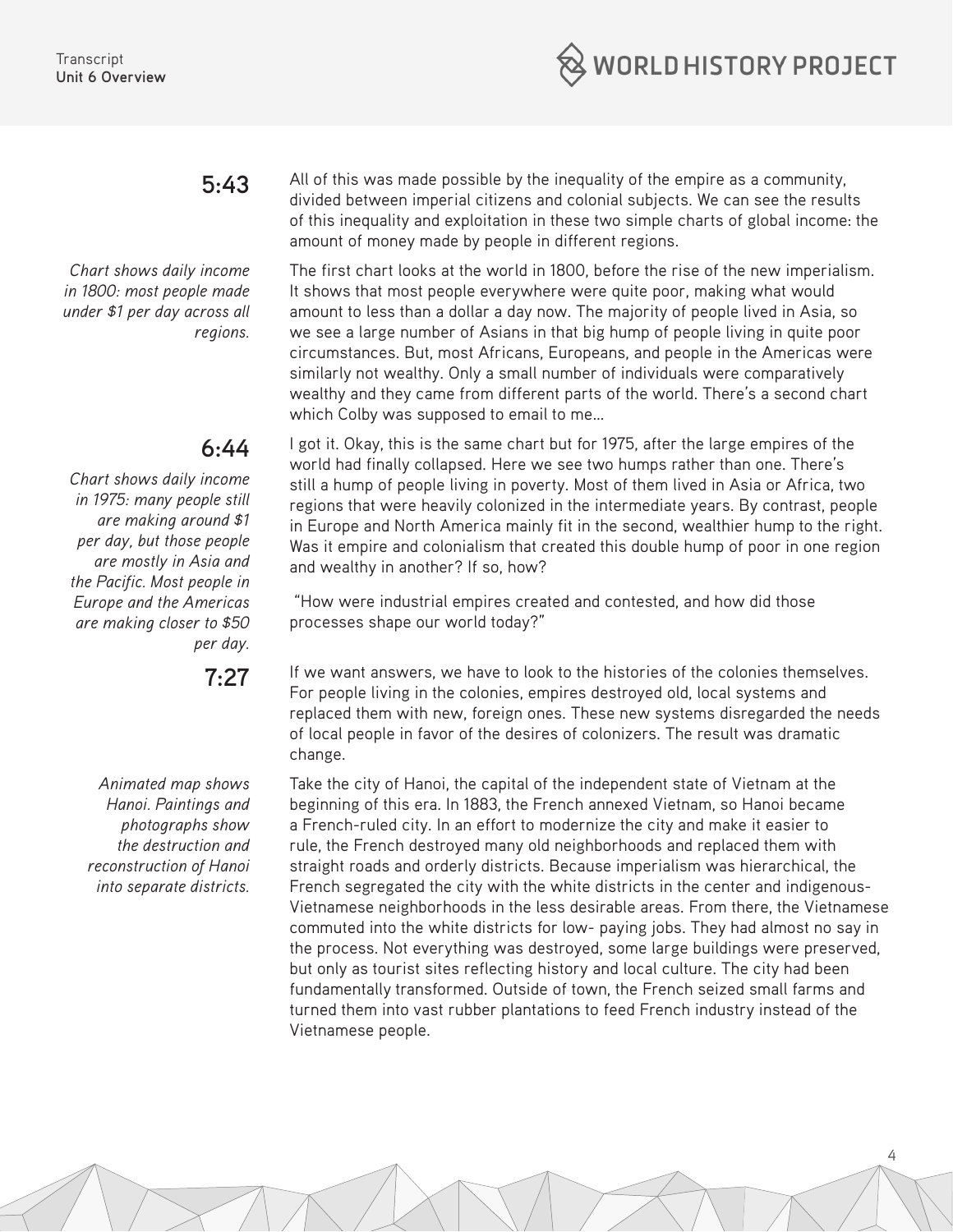**5:43**

All of this was made possible by the inequality of the empire as a community, divided between imperial citizens and colonial subjects. We can see the results of this inequality and exploitation in these two simple charts of global income: the amount of money made by people in different regions.

*Chart shows daily income in 1800: most people made under $1 per day across all regions.*

The first chart looks at the world in 1800, before the rise of the new imperialism. It shows that most people everywhere were quite poor, making what would amount to less than a dollar a day now. The majority of people lived in Asia, so we see a large number of Asians in that big hump of people living in quite poor circumstances. But, most Africans, Europeans, and people in the Americas were similarly not wealthy. Only a small number of individuals were comparatively wealthy and they came from different parts of the world. There's a second chart which Colby was supposed to email to me…

**6:44**

*Chart shows daily income in 1975: many people still are making around $1 per day, but those people are mostly in Asia and the Pacific. Most people in Europe and the Americas are making closer to $50 per day.*

I got it. Okay, this is the same chart but for 1975, after the large empires of the world had finally collapsed. Here we see two humps rather than one. There's still a hump of people living in poverty. Most of them lived in Asia or Africa, two regions that were heavily colonized in the intermediate years. By contrast, people in Europe and North America mainly fit in the second, wealthier hump to the right. Was it empire and colonialism that created this double hump of poor in one region and wealthy in another? If so, how?

"How were industrial empires created and contested, and how did those processes shape our world today?"

**7:27**

If we want answers, we have to look to the histories of the colonies themselves. For people living in the colonies, empires destroyed old, local systems and replaced them with new, foreign ones. These new systems disregarded the needs of local people in favor of the desires of colonizers. The result was dramatic change.

*Animated map shows Hanoi. Paintings and photographs show the destruction and reconstruction of Hanoi into separate districts.*

Take the city of Hanoi, the capital of the independent state of Vietnam at the beginning of this era. In 1883, the French annexed Vietnam, so Hanoi became a French-ruled city. In an effort to modernize the city and make it easier to rule, the French destroyed many old neighborhoods and replaced them with straight roads and orderly districts. Because imperialism was hierarchical, the French segregated the city with the white districts in the center and indigenous-Vietnamese neighborhoods in the less desirable areas. From there, the Vietnamese commuted into the white districts for low- paying jobs. They had almost no say in the process. Not everything was destroyed, some large buildings were preserved, but only as tourist sites reflecting history and local culture. The city had been fundamentally transformed. Outside of town, the French seized small farms and turned them into vast rubber plantations to feed French industry instead of the Vietnamese people.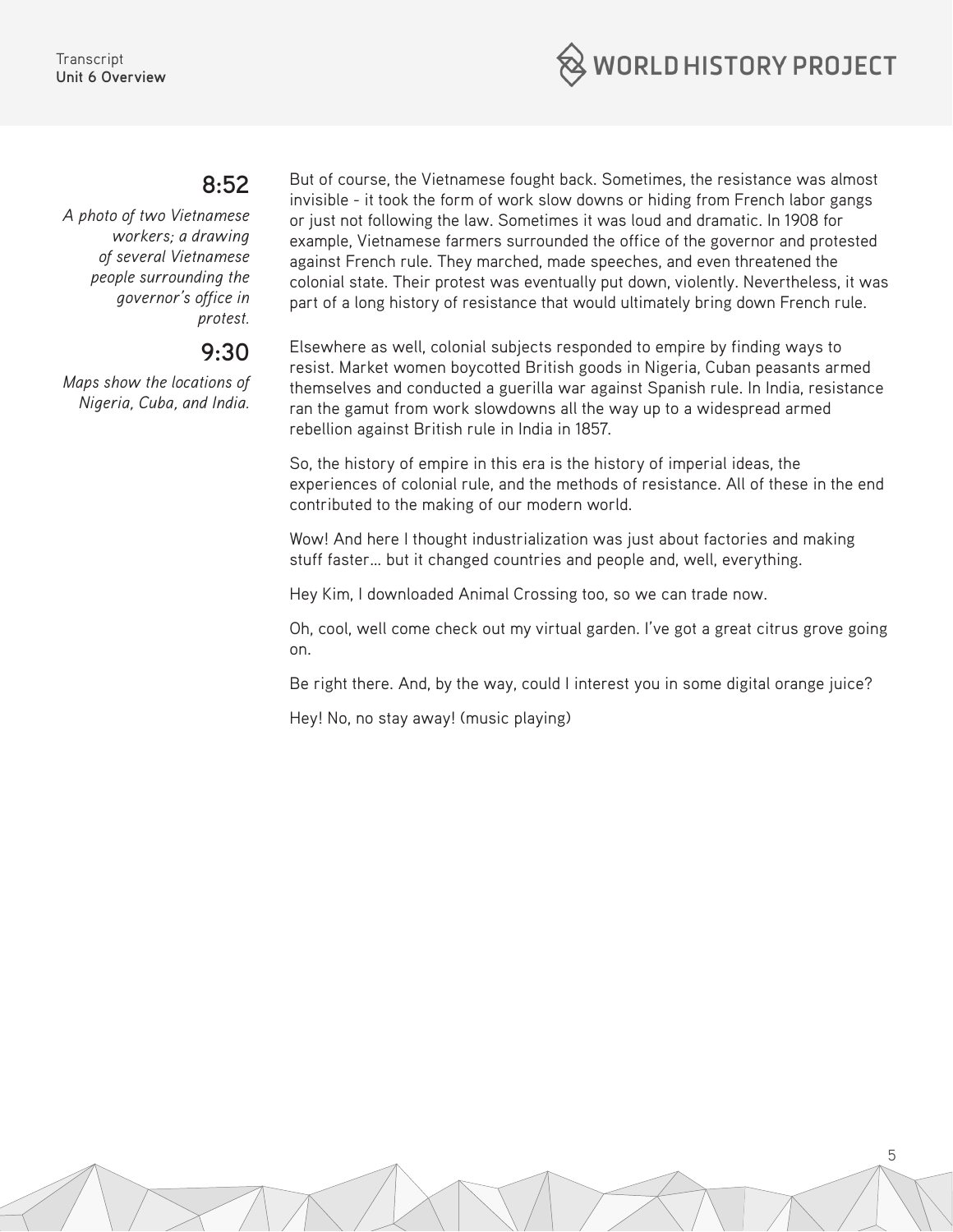**8:52**

*A photo of two Vietnamese workers; a drawing of several Vietnamese people surrounding the governor's office in protest.*

But of course, the Vietnamese fought back. Sometimes, the resistance was almost invisible - it took the form of work slow downs or hiding from French labor gangs or just not following the law. Sometimes it was loud and dramatic. In 1908 for example, Vietnamese farmers surrounded the office of the governor and protested against French rule. They marched, made speeches, and even threatened the colonial state. Their protest was eventually put down, violently. Nevertheless, it was part of a long history of resistance that would ultimately bring down French rule.

**9:30**

*Maps show the locations of Nigeria, Cuba, and India.*

Elsewhere as well, colonial subjects responded to empire by finding ways to resist. Market women boycotted British goods in Nigeria, Cuban peasants armed themselves and conducted a guerilla war against Spanish rule. In India, resistance ran the gamut from work slowdowns all the way up to a widespread armed rebellion against British rule in India in 1857.

So, the history of empire in this era is the history of imperial ideas, the experiences of colonial rule, and the methods of resistance. All of these in the end contributed to the making of our modern world.

Wow! And here I thought industrialization was just about factories and making stuff faster... but it changed countries and people and, well, everything.

Hey Kim, I downloaded Animal Crossing too, so we can trade now.

Oh, cool, well come check out my virtual garden. I've got a great citrus grove going on.

Be right there. And, by the way, could I interest you in some digital orange juice?

Hey! No, no stay away! (music playing)